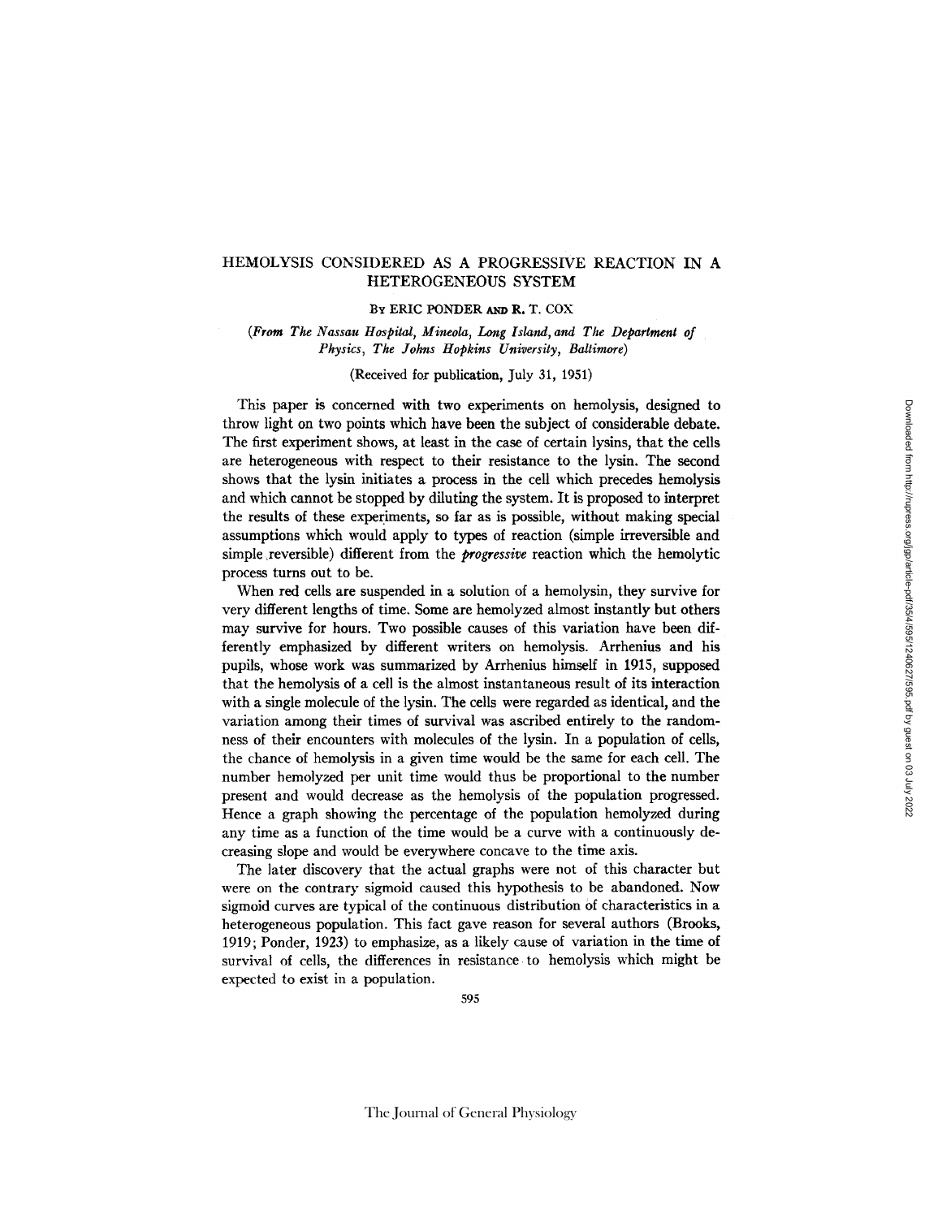# HEMOLYSIS CONSIDERED AS A PROGRESSIVE REACTION IN A HETEROGENEOUS SYSTEM

By ERIC PONDER AND R. T. COX

*(From The Nassau Hospital, Mineola, Long Island, and The Department of Physics, The Johns Hopkins University, Baltimore)*

(Received for publication, July 31, 1951)

This paper is concerned with two experiments on hemolysis, designed to throw light on two points which have been the subject of considerable debate. The first experiment shows, at least in the case of certain lysins, that the cells are heterogeneous with respect to their resistance to the lysin. The second shows that the lysin initiates a process in the cell which precedes hemolysis and which cannot be stopped by diluting the system. It is proposed to interpret the results of these experiments, so far as is possible, without making special assumptions which would apply to types of reaction (simple irreversible and simple reversible) different from the *progressive* reaction which the hemolytic process turns out to be.

When red cells are suspended in a solution of a hemolysin, they survive for very different lengths of time. Some are hemolyzed almost instantly but others may survive for hours. Two possible causes of this variation have been differently emphasized by different writers on hemolysis. Arrhenius and his pupils, whose work was summarized by Arrhenius himself in 1915, supposed that the hemolysis of a cell is the almost instantaneous result of its interaction with a single molecule of the lysin. The cells were regarded as identical, and the variation among their times of survival was ascribed entirely to the randomness of their encounters with molecules of the lysin. In a population of cells, the chance of hemolysis in a given time would be the same for each cell. The number hemolyzed per unit time would thus be proportional to the number present and would decrease as the hemolysis of the population progressed. Hence a graph showing the percentage of the population hemolyzed during any time as a function of the time would be a curve with a continuously decreasing slope and would be everywhere concave to the time axis.

The later discovery that the actual graphs were not of this character but were on the contrary sigmoid caused this hypothesis to be abandoned. Now sigmoid curves are typical of the continuous distribution of characteristics in a heterogeneous population. This fact gave reason for several authors (Brooks, 1919; Ponder, 1923) to emphasize, as a likely cause of variation in the time of survival of cells, the differences in resistance to hemolysis which might be expected to exist in a population.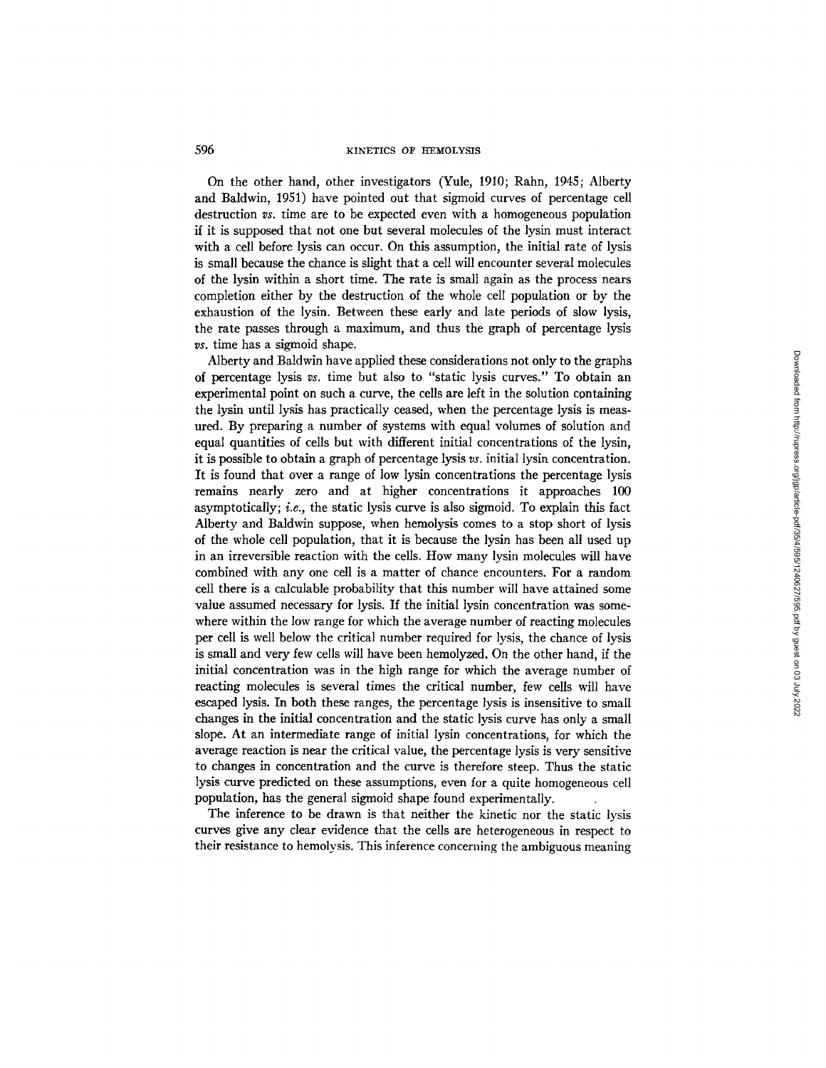On the other hand, other investigators (Yule, 1910; Rahn, 1945; Alberty and Baldwin, 1951) have pointed out that sigmoid curves of percentage cell destruction *vs.* time are to be expected even with a homogeneous population if it is supposed that not one but several molecules of the lysin must interact with a cell before lysis can occur. On this assumption, the initial rate of lysis is small because the chance is slight that a cell will encounter several molecules of the lysin within a short time. The rate is small again as the process nears completion either by the destruction of the whole cell population or by the exhaustion of the lysin. Between these early and late periods of slow lysis, the rate passes through a maximum, and thus the graph of percentage lysis *vs.* time has a sigmoid shape.

Alberty and Baldwin have applied these considerations not only to the graphs of percentage lysis *vs.* time but also to "static lysis curves." To obtain an experimental point on such a curve, the cells are left in the solution containing the lysin until lysis has practically ceased, when the percentage lysis is measured. By preparing a number of systems with equal volumes of solution and equal quantities of cells but with different initial concentrations of the lysin, it is possible to obtain a graph of percentage lysis *vs.* initial lysin concentration. It is found that over a range of low lysin concentrations the percentage lysis remains nearly zero and at higher concentrations it approaches 100 asymptotically; *i.e.*, the static lysis curve is also sigmoid. To explain this fact Alberty and Baldwin suppose, when hemolysis comes to a stop short of lysis of the whole cell population, that it is because the lysin has been all used up in an irreversible reaction with the cells. How many lysin molecules will have combined with any one cell is a matter of chance encounters. For a random cell there is a calculable probability that this number will have attained some value assumed necessary for lysis. If the initial lysin concentration was somewhere within the low range for which the average number of reacting molecules per cell is well below the critical number required for lysis, the chance of lysis is small and very few cells will have been hemolyzed. On the other hand, if the initial concentration was in the high range for which the average number of reacting molecules is several times the critical number, few cells will have escaped lysis. In both these ranges, the percentage lysis is insensitive to small changes in the initial concentration and the static lysis curve has only a small slope. At an intermediate range of initial lysin concentrations, for which the average reaction is near the critical value, the percentage lysis is very sensitive to changes in concentration and the curve is therefore steep. Thus the static lysis curve predicted on these assumptions, even for a quite homogeneous cell population, has the general sigmoid shape found experimentally.

The inference to be drawn is that neither the kinetic nor the static lysis curves give any clear evidence that the cells are heterogeneous in respect to their resistance to hemolysis. This inference concerning the ambiguous meaning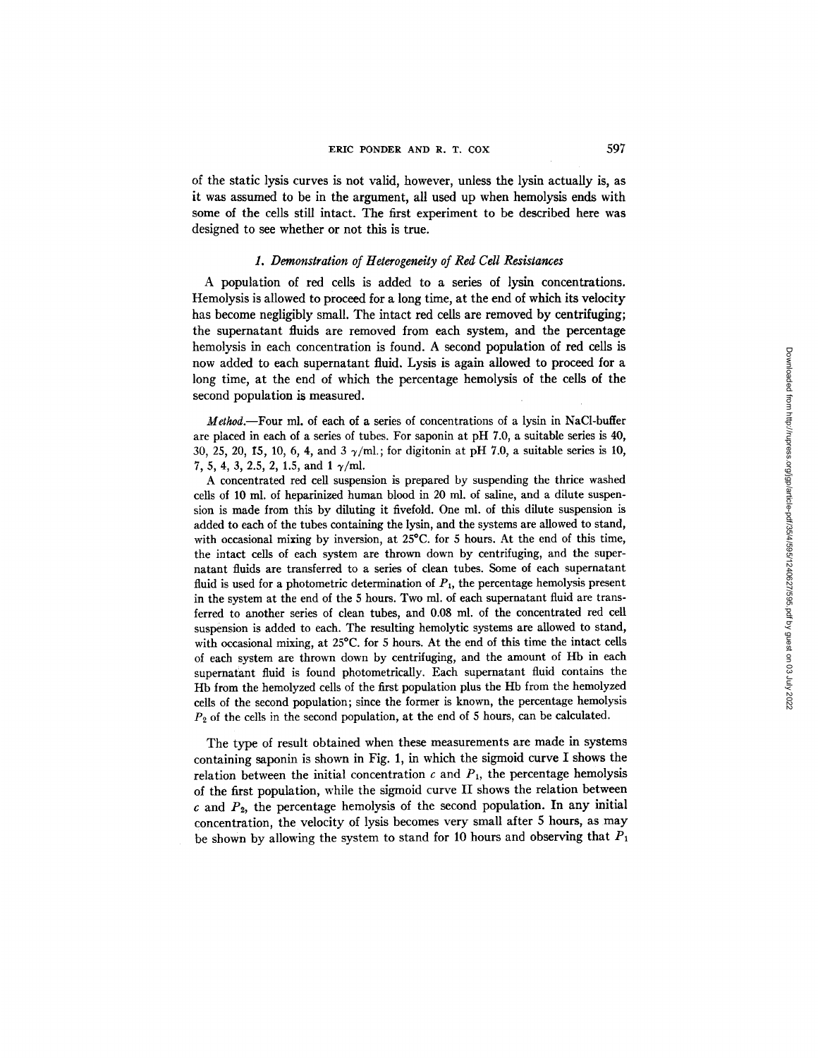of the static lysis curves is not valid, however, unless the lysin actually is, as it was assumed to be in the argument, all used up when hemolysis ends with some of the cells still intact. The first experiment to be described here was designed to see whether or not this is true.

### *1. Demonstration of Heterogeneity of Red Cell Resistances*

A population of red cells is added to a series of lysin concentrations. Hemolysis is allowed to proceed for a long time, at the end of which its velocity has become negligibly small. The intact red cells are removed by centrifuging; the supernatant fluids are removed from each system, and the percentage hemolysis in each concentration is found. A second population of red cells is now added to each supernatant fluid. Lysis is again allowed to proceed for a long time, at the end of which the percentage hemolysis of the cells of the second population is measured.

*Method.*—Four ml. of each of a series of concentrations of a lysin in NaCl-buffer are placed in each of a series of tubes. For saponin at pH 7.0, a suitable series is 40, 30, 25, 20, 15, 10, 6, 4, and 3 $\gamma$/ml.; for digitonin at pH 7.0, a suitable series is 10, 7, 5, 4, 3, 2.5, 2, 1.5, and 1 $\gamma$/ml.

A concentrated red cell suspension is prepared by suspending the thrice washed cells of 10 ml. of heparinized human blood in 20 ml. of saline, and a dilute suspension is made from this by diluting it fivefold. One ml. of this dilute suspension is added to each of the tubes containing the lysin, and the systems are allowed to stand, with occasional mixing by inversion, at 25°C. for 5 hours. At the end of this time, the intact cells of each system are thrown down by centrifuging, and the supernatant fluids are transferred to a series of clean tubes. Some of each supernatant fluid is used for a photometric determination of $P_1$, the percentage hemolysis present in the system at the end of the 5 hours. Two ml. of each supernatant fluid are transferred to another series of clean tubes, and 0.08 ml. of the concentrated red cell suspension is added to each. The resulting hemolytic systems are allowed to stand, with occasional mixing, at 25°C. for 5 hours. At the end of this time the intact cells of each system are thrown down by centrifuging, and the amount of Hb in each supernatant fluid is found photometrically. Each supernatant fluid contains the Hb from the hemolyzed cells of the first population plus the Hb from the hemolyzed cells of the second population; since the former is known, the percentage hemolysis $P_2$ of the cells in the second population, at the end of 5 hours, can be calculated.

The type of result obtained when these measurements are made in systems containing saponin is shown in Fig. 1, in which the sigmoid curve I shows the relation between the initial concentration $c$ and $P_1$, the percentage hemolysis of the first population, while the sigmoid curve II shows the relation between $c$ and $P_2$, the percentage hemolysis of the second population. In any initial concentration, the velocity of lysis becomes very small after 5 hours, as may be shown by allowing the system to stand for 10 hours and observing that $P_1$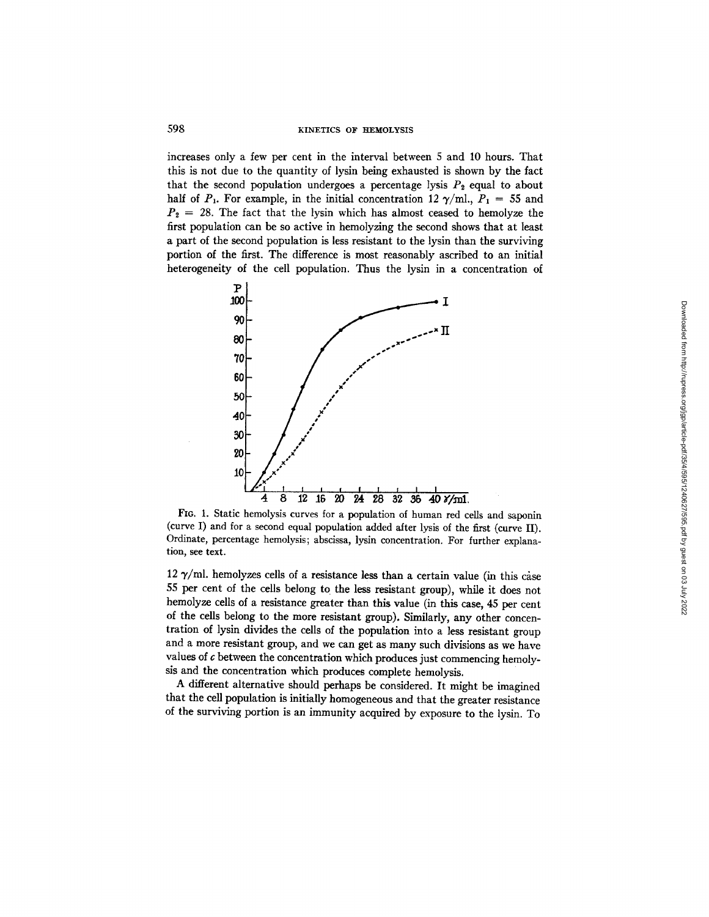increases only a few per cent in the interval between 5 and 10 hours. That this is not due to the quantity of lysin being exhausted is shown by the fact that the second population undergoes a percentage lysis $P_2$ equal to about half of $P_1$. For example, in the initial concentration 12 $\gamma$/ml., $P_1 = 55$ and $P_2 = 28$. The fact that the lysin which has almost ceased to hemolyze the first population can be so active in hemolyzing the second shows that at least a part of the second population is less resistant to the lysin than the surviving portion of the first. The difference is most reasonably ascribed to an initial heterogeneity of the cell population. Thus the lysin in a concentration of

FIG. 1. Static hemolysis curves for a population of human red cells and saponin (curve I) and for a second equal population added after lysis of the first (curve II). Ordinate, percentage hemolysis; abscissa, lysin concentration. For further explanation, see text.

12 $\gamma$/ml. hemolyzes cells of a resistance less than a certain value (in this case 55 per cent of the cells belong to the less resistant group), while it does not hemolyze cells of a resistance greater than this value (in this case, 45 per cent of the cells belong to the more resistant group). Similarly, any other concentration of lysin divides the cells of the population into a less resistant group and a more resistant group, and we can get as many such divisions as we have values of $c$ between the concentration which produces just commencing hemolysis and the concentration which produces complete hemolysis.

A different alternative should perhaps be considered. It might be imagined that the cell population is initially homogeneous and that the greater resistance of the surviving portion is an immunity acquired by exposure to the lysin. To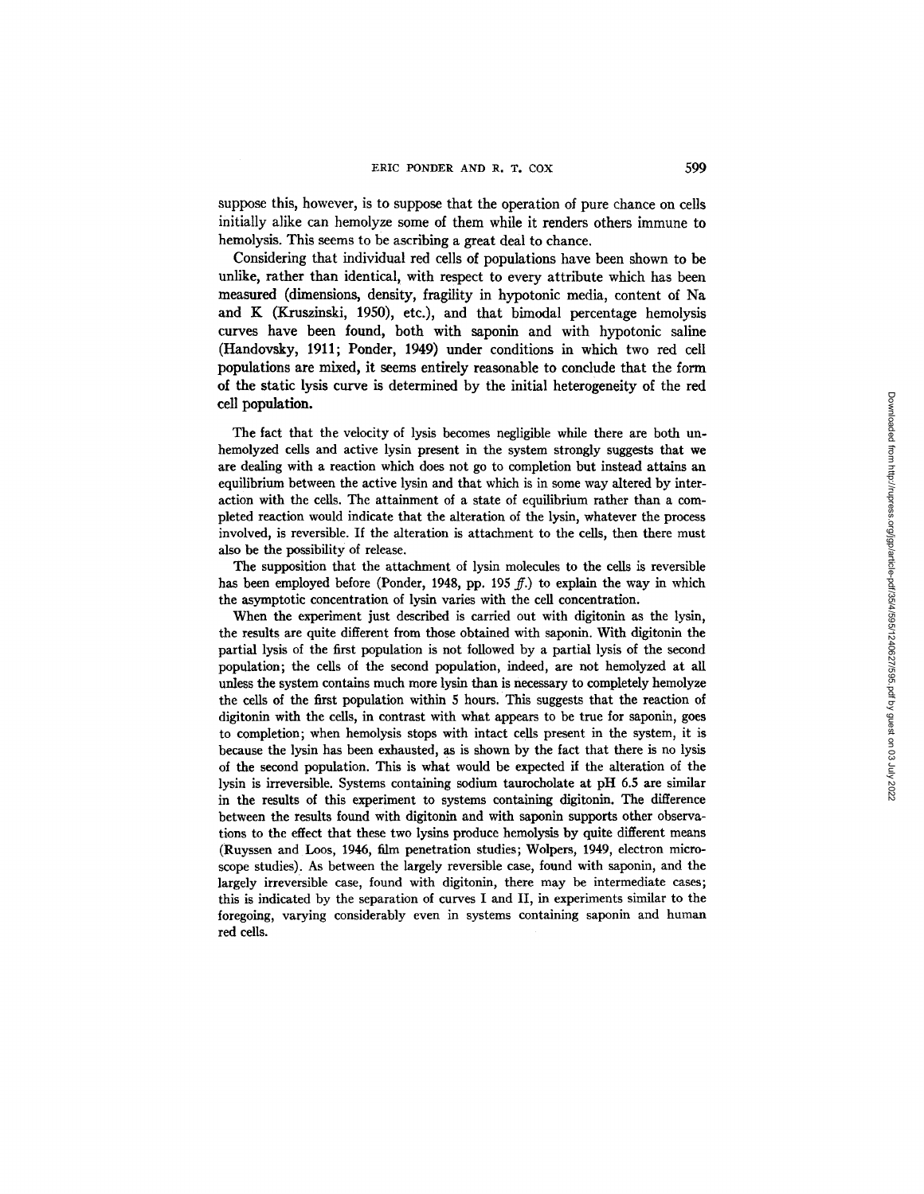suppose this, however, is to suppose that the operation of pure chance on cells initially alike can hemolyze some of them while it renders others immune to hemolysis. This seems to be ascribing a great deal to chance.

Considering that individual red cells of populations have been shown to be unlike, rather than identical, with respect to every attribute which has been measured (dimensions, density, fragility in hypotonic media, content of Na and K (Kruszinski, 1950), etc.), and that bimodal percentage hemolysis curves have been found, both with saponin and with hypotonic saline (Handovsky, 1911; Ponder, 1949) under conditions in which two red cell populations are mixed, it seems entirely reasonable to conclude that the form of the static lysis curve is determined by the initial heterogeneity of the red cell population.

The fact that the velocity of lysis becomes negligible while there are both unhemolyzed cells and active lysin present in the system strongly suggests that we are dealing with a reaction which does not go to completion but instead attains an equilibrium between the active lysin and that which is in some way altered by interaction with the cells. The attainment of a state of equilibrium rather than a completed reaction would indicate that the alteration of the lysin, whatever the process involved, is reversible. If the alteration is attachment to the cells, then there must also be the possibility of release.

The supposition that the attachment of lysin molecules to the cells is reversible has been employed before (Ponder, 1948, pp. 195 *ff.*) to explain the way in which the asymptotic concentration of lysin varies with the cell concentration.

When the experiment just described is carried out with digitonin as the lysin, the results are quite different from those obtained with saponin. With digitonin the partial lysis of the first population is not followed by a partial lysis of the second population; the cells of the second population, indeed, are not hemolyzed at all unless the system contains much more lysin than is necessary to completely hemolyze the cells of the first population within 5 hours. This suggests that the reaction of digitonin with the cells, in contrast with what appears to be true for saponin, goes to completion; when hemolysis stops with intact cells present in the system, it is because the lysin has been exhausted, as is shown by the fact that there is no lysis of the second population. This is what would be expected if the alteration of the lysin is irreversible. Systems containing sodium taurocholate at pH 6.5 are similar in the results of this experiment to systems containing digitonin. The difference between the results found with digitonin and with saponin supports other observations to the effect that these two lysins produce hemolysis by quite different means (Ruyssen and Loos, 1946, film penetration studies; Wolpers, 1949, electron microscope studies). As between the largely reversible case, found with saponin, and the largely irreversible case, found with digitonin, there may be intermediate cases; this is indicated by the separation of curves I and II, in experiments similar to the foregoing, varying considerably even in systems containing saponin and human red cells.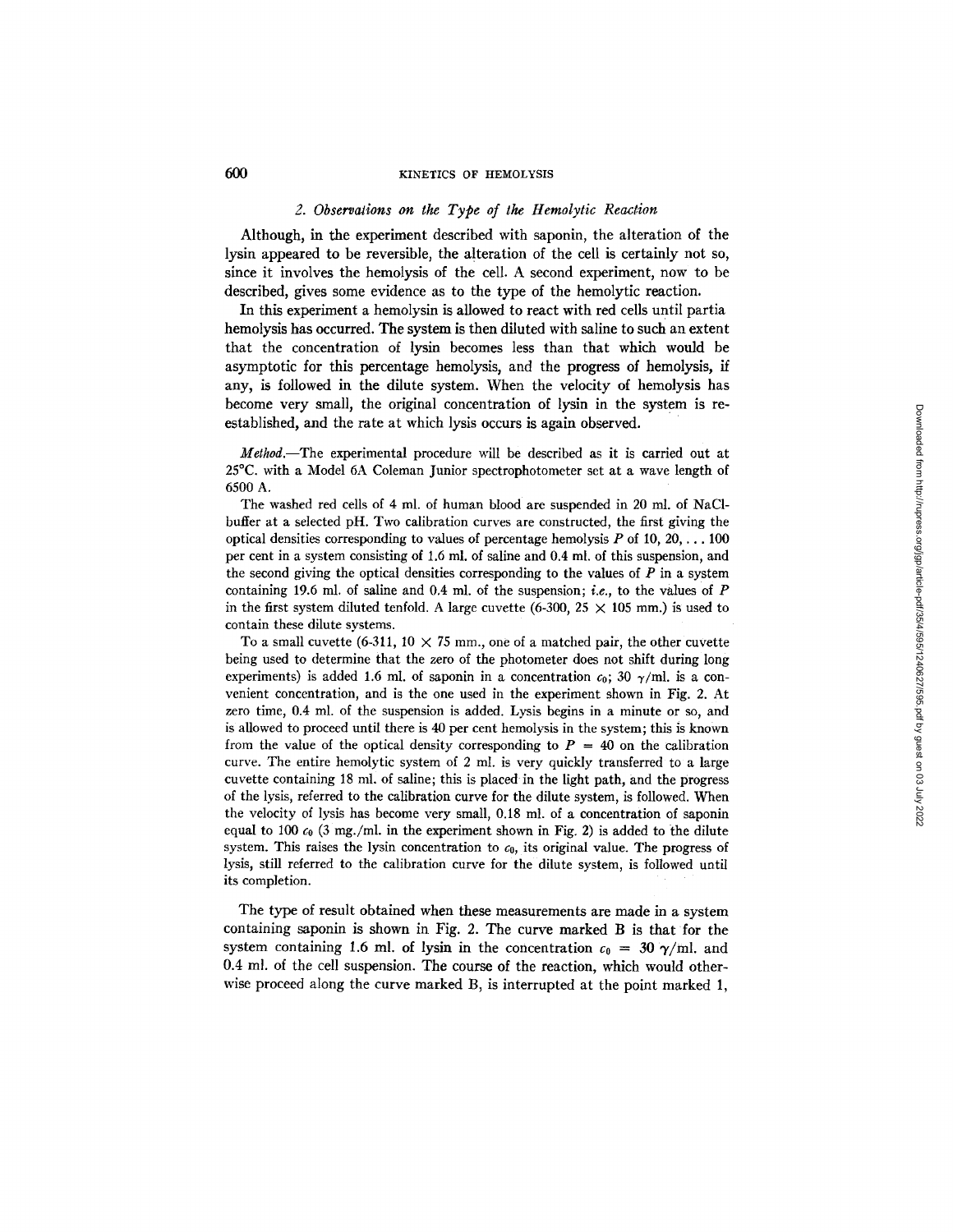### 2. *Observations on the Type of the Hemolytic Reaction*

Although, in the experiment described with saponin, the alteration of the lysin appeared to be reversible, the alteration of the cell is certainly not so, since it involves the hemolysis of the cell. A second experiment, now to be described, gives some evidence as to the type of the hemolytic reaction.

In this experiment a hemolysin is allowed to react with red cells until partia hemolysis has occurred. The system is then diluted with saline to such an extent that the concentration of lysin becomes less than that which would be asymptotic for this percentage hemolysis, and the progress of hemolysis, if any, is followed in the dilute system. When the velocity of hemolysis has become very small, the original concentration of lysin in the system is re-established, and the rate at which lysis occurs is again observed.

*Method.*—The experimental procedure will be described as it is carried out at 25°C. with a Model 6A Coleman Junior spectrophotometer set at a wave length of 6500 A.

The washed red cells of 4 ml. of human blood are suspended in 20 ml. of NaCl-buffer at a selected pH. Two calibration curves are constructed, the first giving the optical densities corresponding to values of percentage hemolysis $P$ of 10, 20, . . . 100 per cent in a system consisting of 1.6 ml. of saline and 0.4 ml. of this suspension, and the second giving the optical densities corresponding to the values of $P$ in a system containing 19.6 ml. of saline and 0.4 ml. of the suspension; *i.e.*, to the values of $P$ in the first system diluted tenfold. A large cuvette (6-300, 25 × 105 mm.) is used to contain these dilute systems.

To a small cuvette (6-311, 10 × 75 mm., one of a matched pair, the other cuvette being used to determine that the zero of the photometer does not shift during long experiments) is added 1.6 ml. of saponin in a concentration $c_0$; 30 $\gamma$/ml. is a convenient concentration, and is the one used in the experiment shown in Fig. 2. At zero time, 0.4 ml. of the suspension is added. Lysis begins in a minute or so, and is allowed to proceed until there is 40 per cent hemolysis in the system; this is known from the value of the optical density corresponding to $P = 40$ on the calibration curve. The entire hemolytic system of 2 ml. is very quickly transferred to a large cuvette containing 18 ml. of saline; this is placed in the light path, and the progress of the lysis, referred to the calibration curve for the dilute system, is followed. When the velocity of lysis has become very small, 0.18 ml. of a concentration of saponin equal to 100 $c_0$ (3 mg./ml. in the experiment shown in Fig. 2) is added to the dilute system. This raises the lysin concentration to $c_0$, its original value. The progress of lysis, still referred to the calibration curve for the dilute system, is followed until its completion.

The type of result obtained when these measurements are made in a system containing saponin is shown in Fig. 2. The curve marked B is that for the system containing 1.6 ml. of lysin in the concentration $c_0 = 30$ $\gamma$/ml. and 0.4 ml. of the cell suspension. The course of the reaction, which would otherwise proceed along the curve marked B, is interrupted at the point marked 1,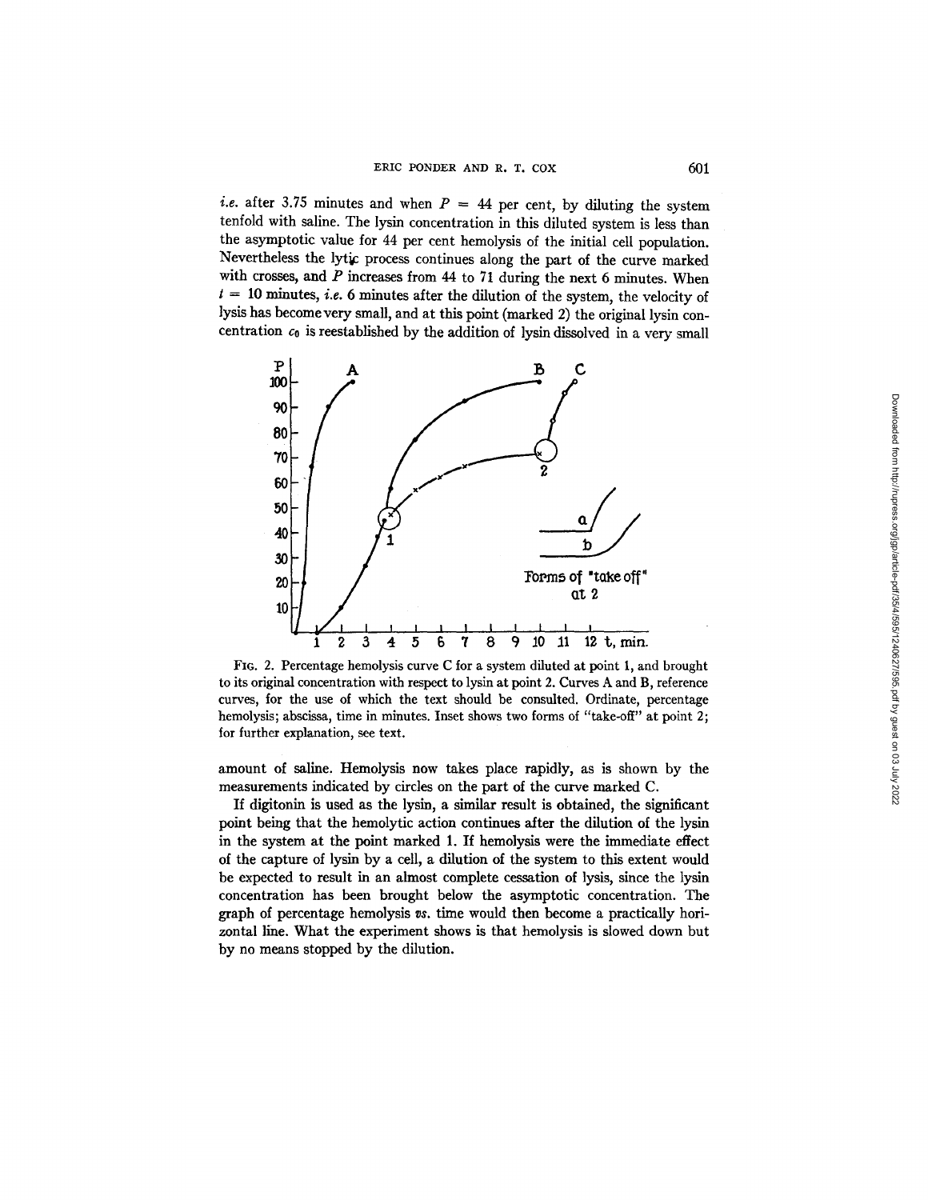*i.e.* after 3.75 minutes and when $P = 44$ per cent, by diluting the system tenfold with saline. The lysin concentration in this diluted system is less than the asymptotic value for 44 per cent hemolysis of the initial cell population. Nevertheless the lytic process continues along the part of the curve marked with crosses, and $P$ increases from 44 to 71 during the next 6 minutes. When $t = 10$ minutes, *i.e.* 6 minutes after the dilution of the system, the velocity of lysis has become very small, and at this point (marked 2) the original lysin concentration $c_0$ is reestablished by the addition of lysin dissolved in a very small

FIG. 2. Percentage hemolysis curve C for a system diluted at point 1, and brought to its original concentration with respect to lysin at point 2. Curves A and B, reference curves, for the use of which the text should be consulted. Ordinate, percentage hemolysis; abscissa, time in minutes. Inset shows two forms of "take-off" at point 2; for further explanation, see text.

amount of saline. Hemolysis now takes place rapidly, as is shown by the measurements indicated by circles on the part of the curve marked C.

If digitonin is used as the lysin, a similar result is obtained, the significant point being that the hemolytic action continues after the dilution of the lysin in the system at the point marked 1. If hemolysis were the immediate effect of the capture of lysin by a cell, a dilution of the system to this extent would be expected to result in an almost complete cessation of lysis, since the lysin concentration has been brought below the asymptotic concentration. The graph of percentage hemolysis *vs.* time would then become a practically horizontal line. What the experiment shows is that hemolysis is slowed down but by no means stopped by the dilution.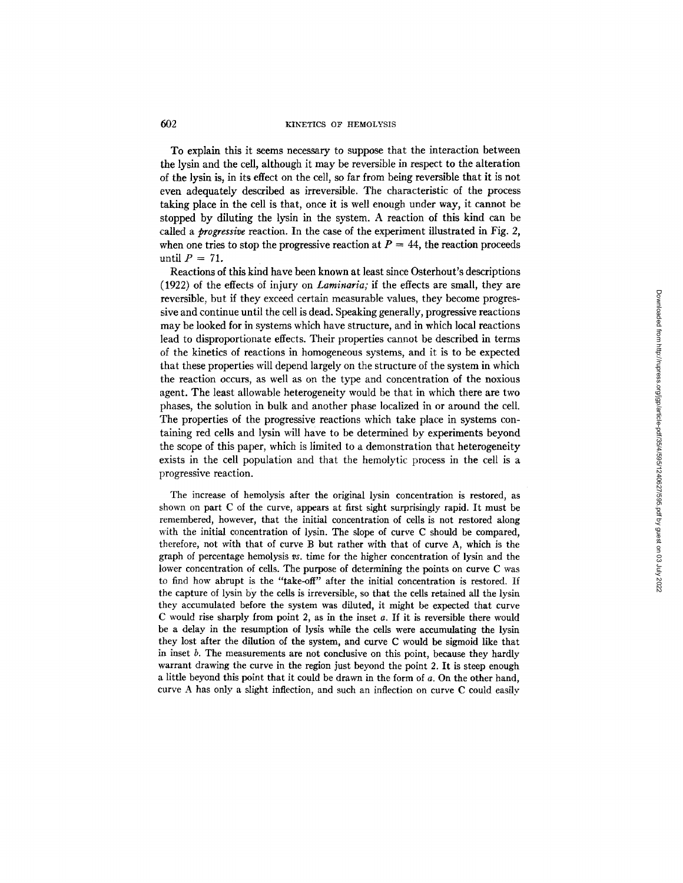To explain this it seems necessary to suppose that the interaction between the lysin and the cell, although it may be reversible in respect to the alteration of the lysin is, in its effect on the cell, so far from being reversible that it is not even adequately described as irreversible. The characteristic of the process taking place in the cell is that, once it is well enough under way, it cannot be stopped by diluting the lysin in the system. A reaction of this kind can be called a *progressive* reaction. In the case of the experiment illustrated in Fig. 2, when one tries to stop the progressive reaction at $P = 44$, the reaction proceeds until $P = 71$.

Reactions of this kind have been known at least since Osterhout's descriptions (1922) of the effects of injury on *Laminaria;* if the effects are small, they are reversible, but if they exceed certain measurable values, they become progressive and continue until the cell is dead. Speaking generally, progressive reactions may be looked for in systems which have structure, and in which local reactions lead to disproportionate effects. Their properties cannot be described in terms of the kinetics of reactions in homogeneous systems, and it is to be expected that these properties will depend largely on the structure of the system in which the reaction occurs, as well as on the type and concentration of the noxious agent. The least allowable heterogeneity would be that in which there are two phases, the solution in bulk and another phase localized in or around the cell. The properties of the progressive reactions which take place in systems containing red cells and lysin will have to be determined by experiments beyond the scope of this paper, which is limited to a demonstration that heterogeneity exists in the cell population and that the hemolytic process in the cell is a progressive reaction.

The increase of hemolysis after the original lysin concentration is restored, as shown on part C of the curve, appears at first sight surprisingly rapid. It must be remembered, however, that the initial concentration of cells is not restored along with the initial concentration of lysin. The slope of curve C should be compared, therefore, not with that of curve B but rather with that of curve A, which is the graph of percentage hemolysis *vs.* time for the higher concentration of lysin and the lower concentration of cells. The purpose of determining the points on curve C was to find how abrupt is the "take-off" after the initial concentration is restored. If the capture of lysin by the cells is irreversible, so that the cells retained all the lysin they accumulated before the system was diluted, it might be expected that curve C would rise sharply from point 2, as in the inset *a*. If it is reversible there would be a delay in the resumption of lysis while the cells were accumulating the lysin they lost after the dilution of the system, and curve C would be sigmoid like that in inset *b*. The measurements are not conclusive on this point, because they hardly warrant drawing the curve in the region just beyond the point 2. It is steep enough a little beyond this point that it could be drawn in the form of *a*. On the other hand, curve A has only a slight inflection, and such an inflection on curve C could easily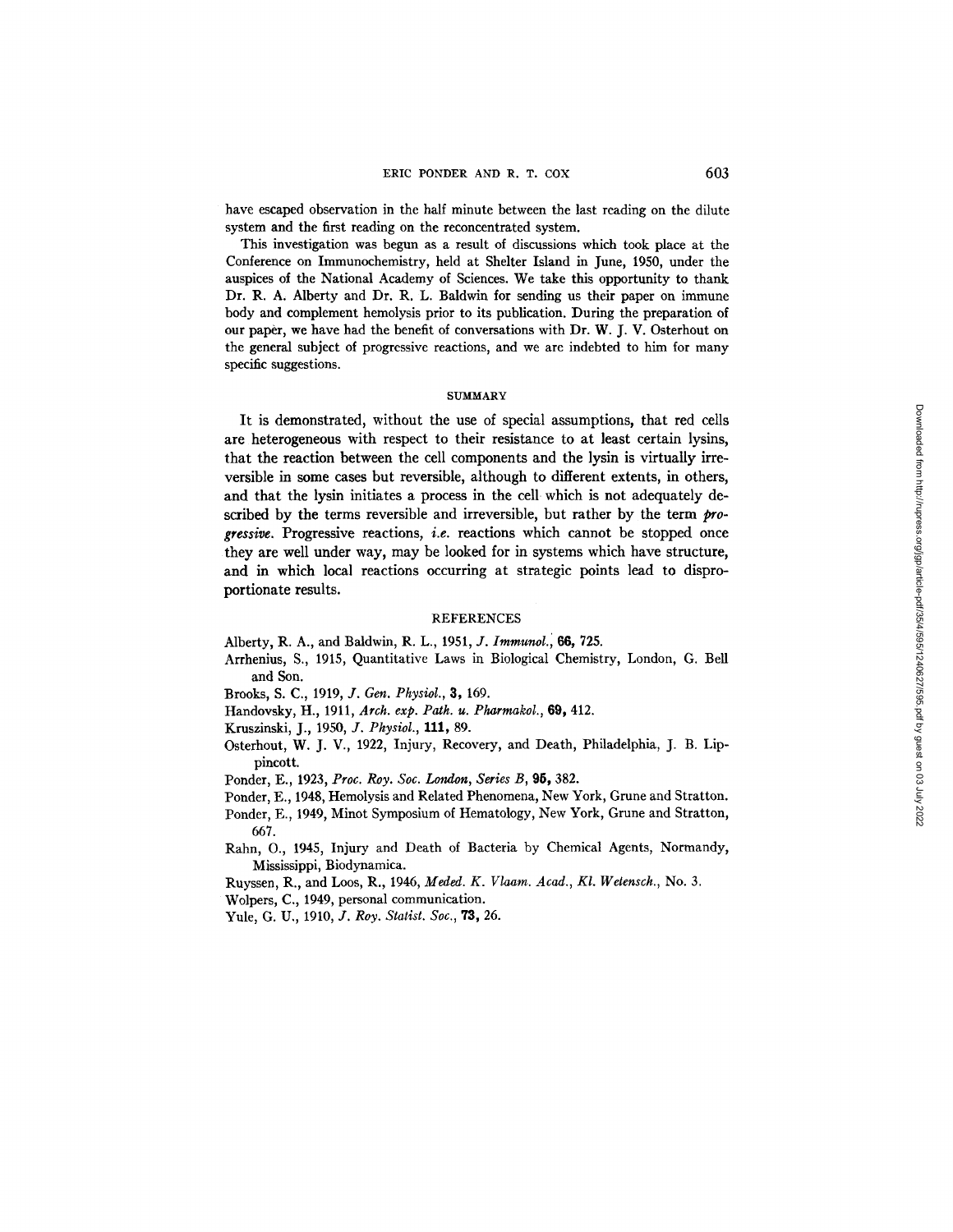have escaped observation in the half minute between the last reading on the dilute system and the first reading on the reconcentrated system.

This investigation was begun as a result of discussions which took place at the Conference on Immunochemistry, held at Shelter Island in June, 1950, under the auspices of the National Academy of Sciences. We take this opportunity to thank Dr. R. A. Alberty and Dr. R. L. Baldwin for sending us their paper on immune body and complement hemolysis prior to its publication. During the preparation of our paper, we have had the benefit of conversations with Dr. W. J. V. Osterhout on the general subject of progressive reactions, and we are indebted to him for many specific suggestions.

## SUMMARY

It is demonstrated, without the use of special assumptions, that red cells are heterogeneous with respect to their resistance to at least certain lysins, that the reaction between the cell components and the lysin is virtually irreversible in some cases but reversible, although to different extents, in others, and that the lysin initiates a process in the cell which is not adequately described by the terms reversible and irreversible, but rather by the term *progressive*. Progressive reactions, *i.e.* reactions which cannot be stopped once they are well under way, may be looked for in systems which have structure, and in which local reactions occurring at strategic points lead to disproportionate results.

## REFERENCES

Alberty, R. A., and Baldwin, R. L., 1951, *J. Immunol.*, **66**, 725.

Arrhenius, S., 1915, Quantitative Laws in Biological Chemistry, London, G. Bell and Son.

Brooks, S. C., 1919, *J. Gen. Physiol.*, **3**, 169.

Handovsky, H., 1911, *Arch. exp. Path. u. Pharmakol.*, **69**, 412.

Kruszinski, J., 1950, *J. Physiol.*, **111**, 89.

Osterhout, W. J. V., 1922, Injury, Recovery, and Death, Philadelphia, J. B. Lippincott.

Ponder, E., 1923, *Proc. Roy. Soc. London, Series B*, **95**, 382.

Ponder, E., 1948, Hemolysis and Related Phenomena, New York, Grune and Stratton.

Ponder, E., 1949, Minot Symposium of Hematology, New York, Grune and Stratton, 667.

Rahn, O., 1945, Injury and Death of Bacteria by Chemical Agents, Normandy, Mississippi, Biodynamica.

Ruyssen, R., and Loos, R., 1946, *Meded. K. Vlaam. Acad., Kl. Wetensch.*, No. 3.

Wolpers, C., 1949, personal communication.

Yule, G. U., 1910, *J. Roy. Statist. Soc.*, **73**, 26.